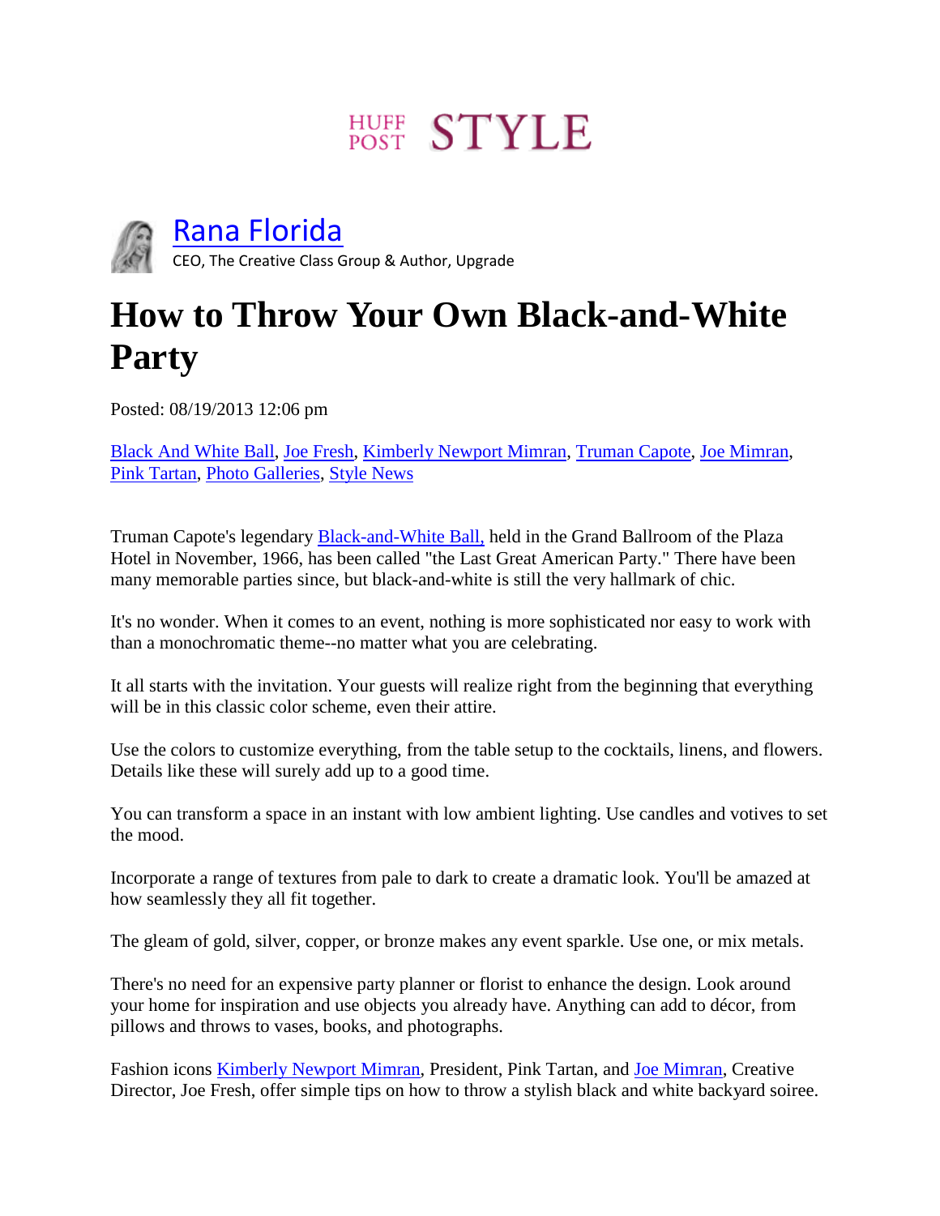HUFF POST STYLE

[Rana Florida](#)
CEO, The Creative Class Group & Author, Upgrade

# How to Throw Your Own Black-and-White Party

Posted: 08/19/2013 12:06 pm

[Black And White Ball](#), [Joe Fresh](#), [Kimberly Newport Mimran](#), [Truman Capote](#), [Joe Mimran](#), [Pink Tartan](#), [Photo Galleries](#), [Style News](#)

Truman Capote's legendary [Black-and-White Ball,](#) held in the Grand Ballroom of the Plaza Hotel in November, 1966, has been called "the Last Great American Party." There have been many memorable parties since, but black-and-white is still the very hallmark of chic.

It's no wonder. When it comes to an event, nothing is more sophisticated nor easy to work with than a monochromatic theme--no matter what you are celebrating.

It all starts with the invitation. Your guests will realize right from the beginning that everything will be in this classic color scheme, even their attire.

Use the colors to customize everything, from the table setup to the cocktails, linens, and flowers. Details like these will surely add up to a good time.

You can transform a space in an instant with low ambient lighting. Use candles and votives to set the mood.

Incorporate a range of textures from pale to dark to create a dramatic look. You'll be amazed at how seamlessly they all fit together.

The gleam of gold, silver, copper, or bronze makes any event sparkle. Use one, or mix metals.

There's no need for an expensive party planner or florist to enhance the design. Look around your home for inspiration and use objects you already have. Anything can add to décor, from pillows and throws to vases, books, and photographs.

Fashion icons [Kimberly Newport Mimran](#), President, Pink Tartan, and [Joe Mimran](#), Creative Director, Joe Fresh, offer simple tips on how to throw a stylish black and white backyard soiree.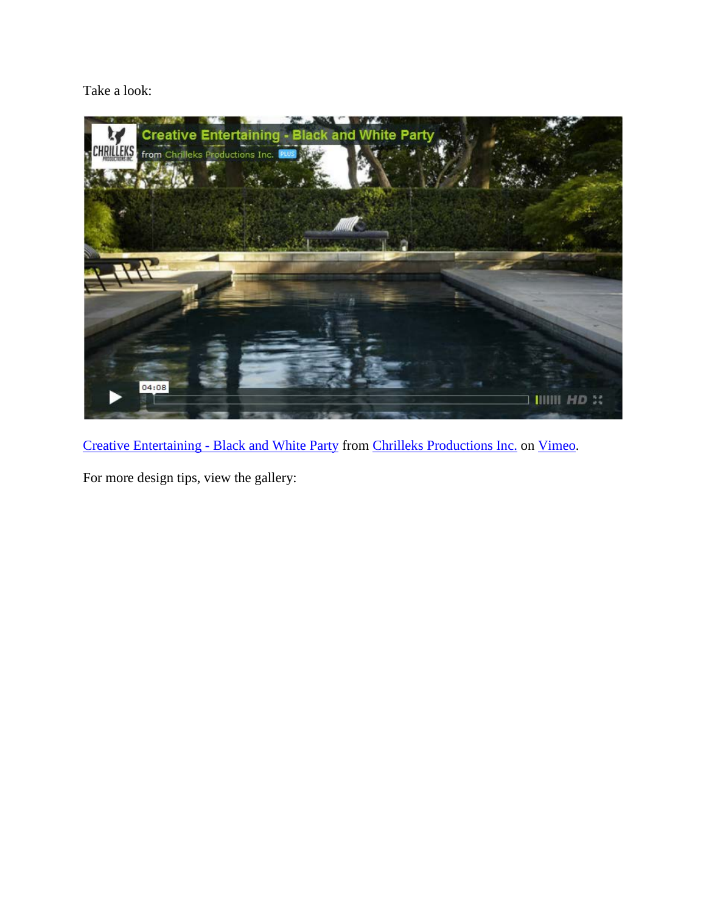Take a look:

Creative Entertaining - Black and White Party from Chrilleks Productions Inc. on Vimeo.

For more design tips, view the gallery: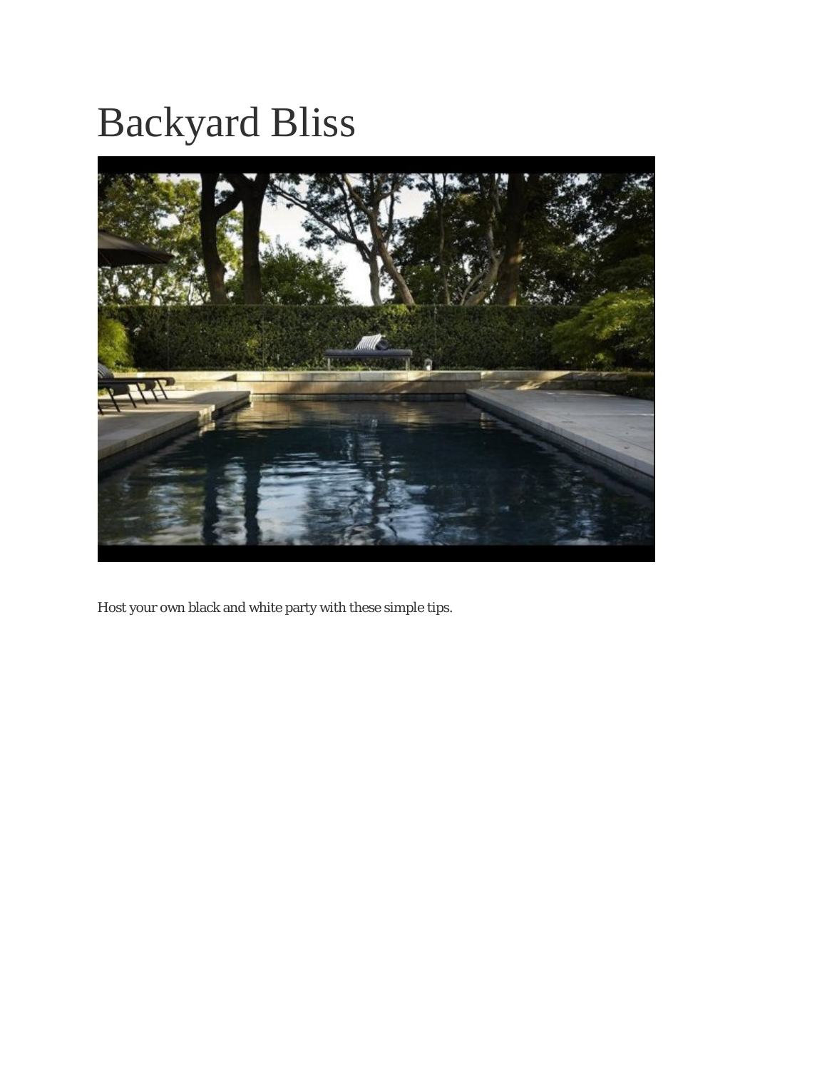# Backyard Bliss

Host your own black and white party with these simple tips.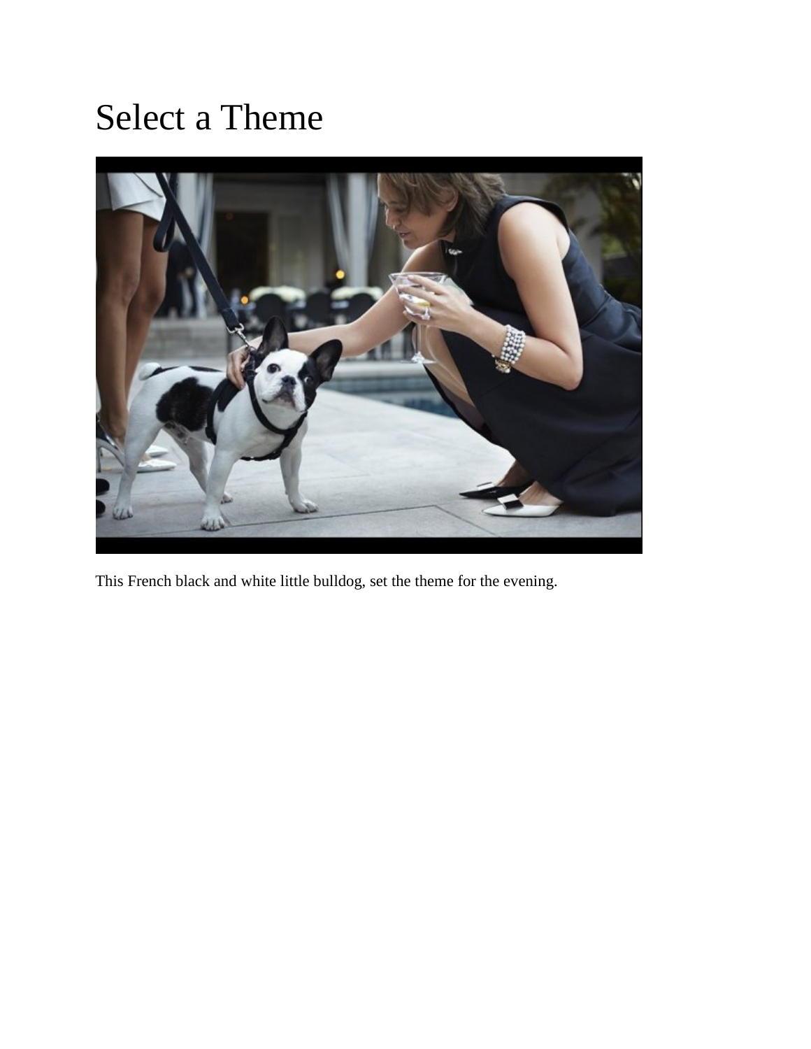# Select a Theme

This French black and white little bulldog, set the theme for the evening.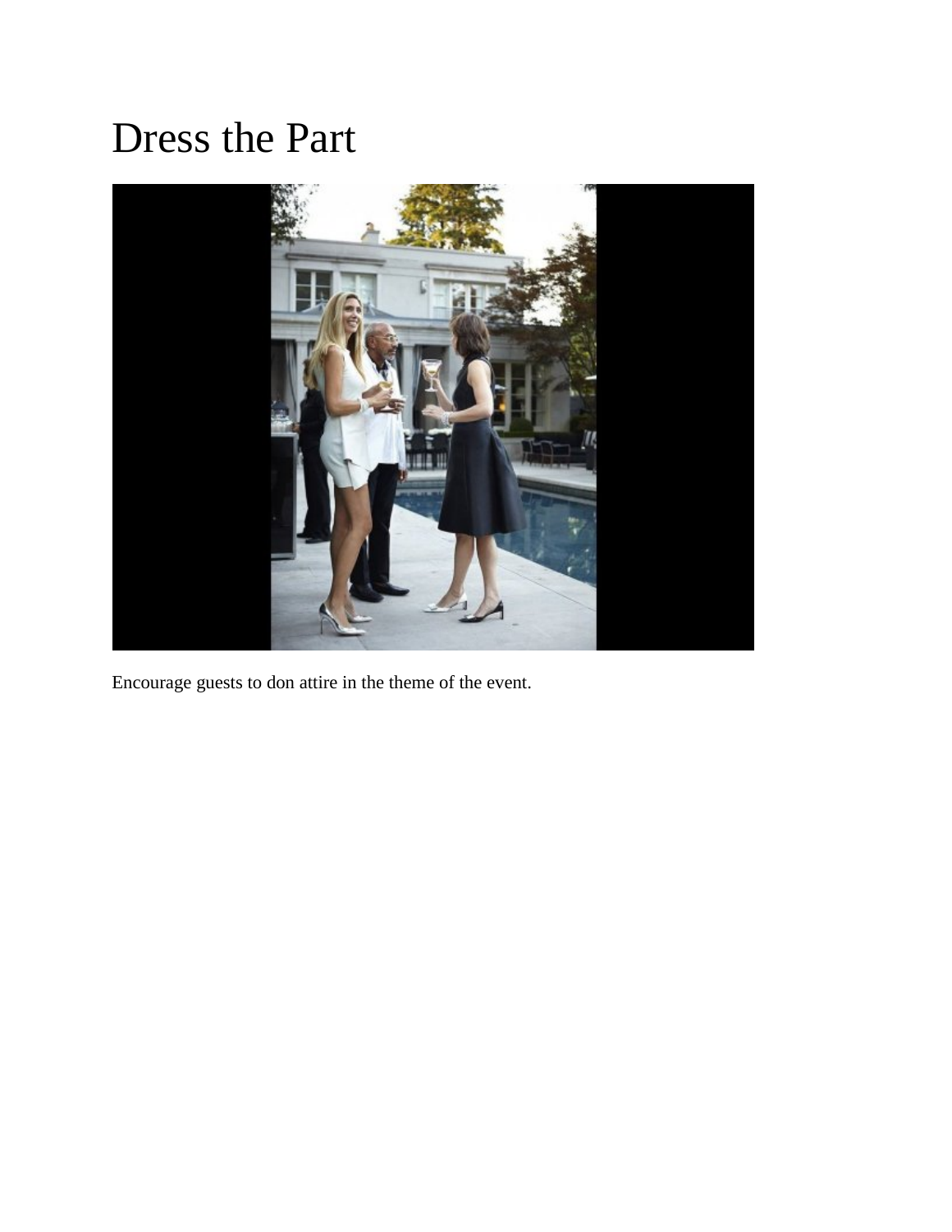# Dress the Part

Encourage guests to don attire in the theme of the event.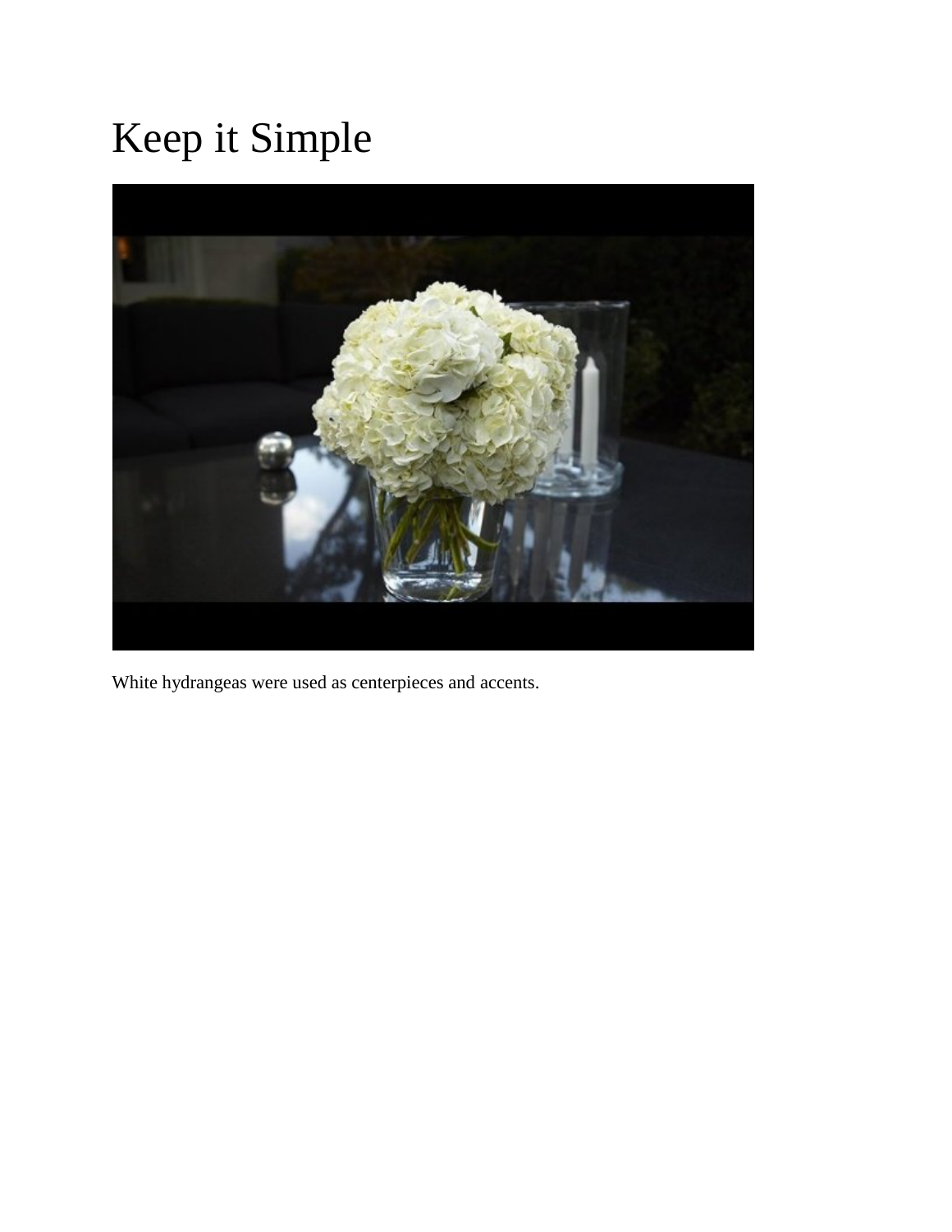# Keep it Simple

White hydrangeas were used as centerpieces and accents.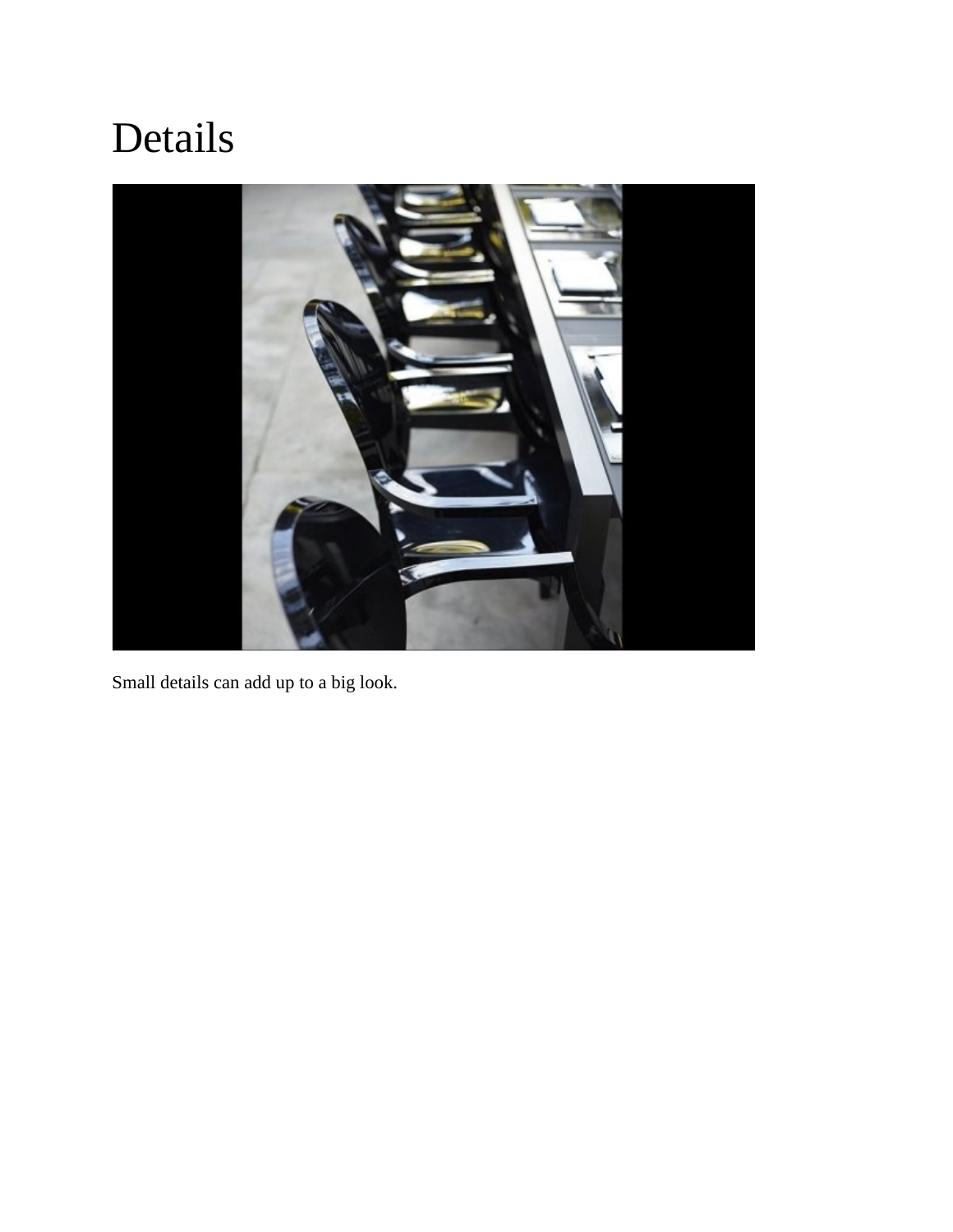# Details

Small details can add up to a big look.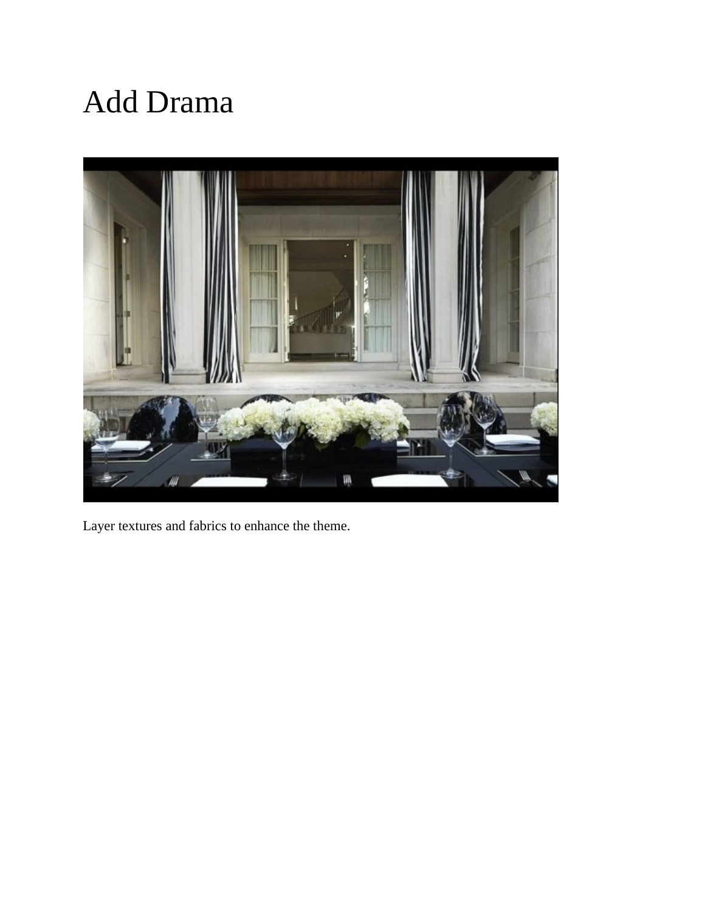# Add Drama

Layer textures and fabrics to enhance the theme.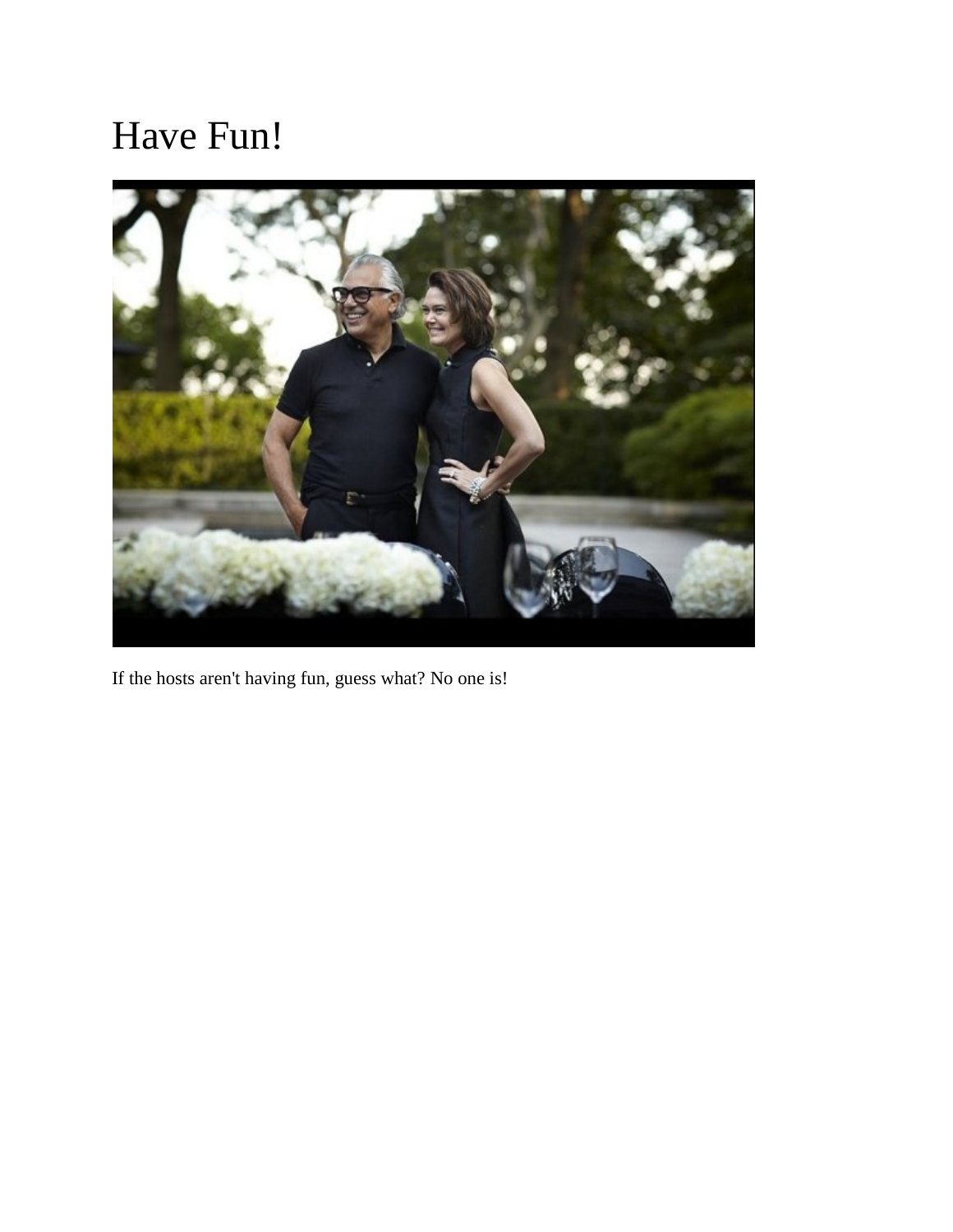# Have Fun!

If the hosts aren't having fun, guess what? No one is!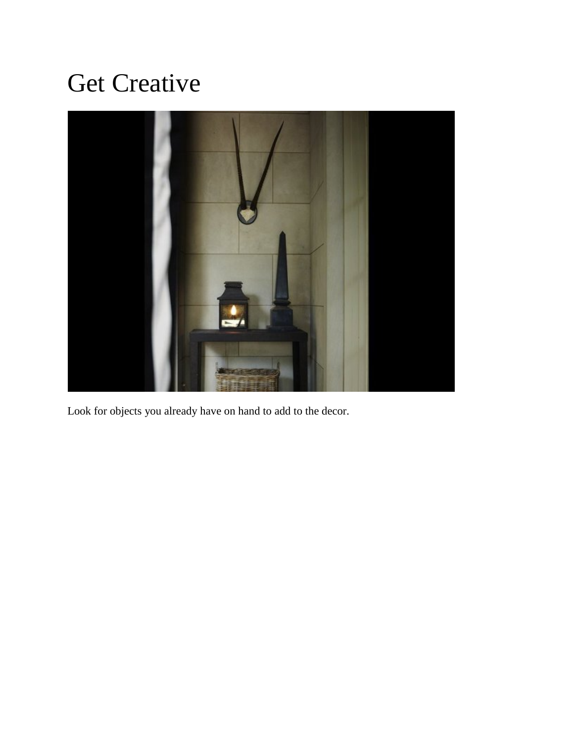# Get Creative

Look for objects you already have on hand to add to the decor.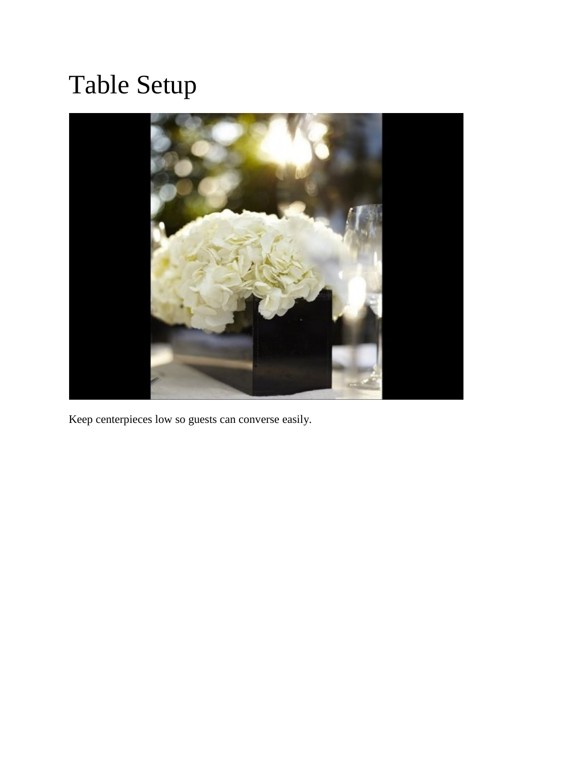# Table Setup

Keep centerpieces low so guests can converse easily.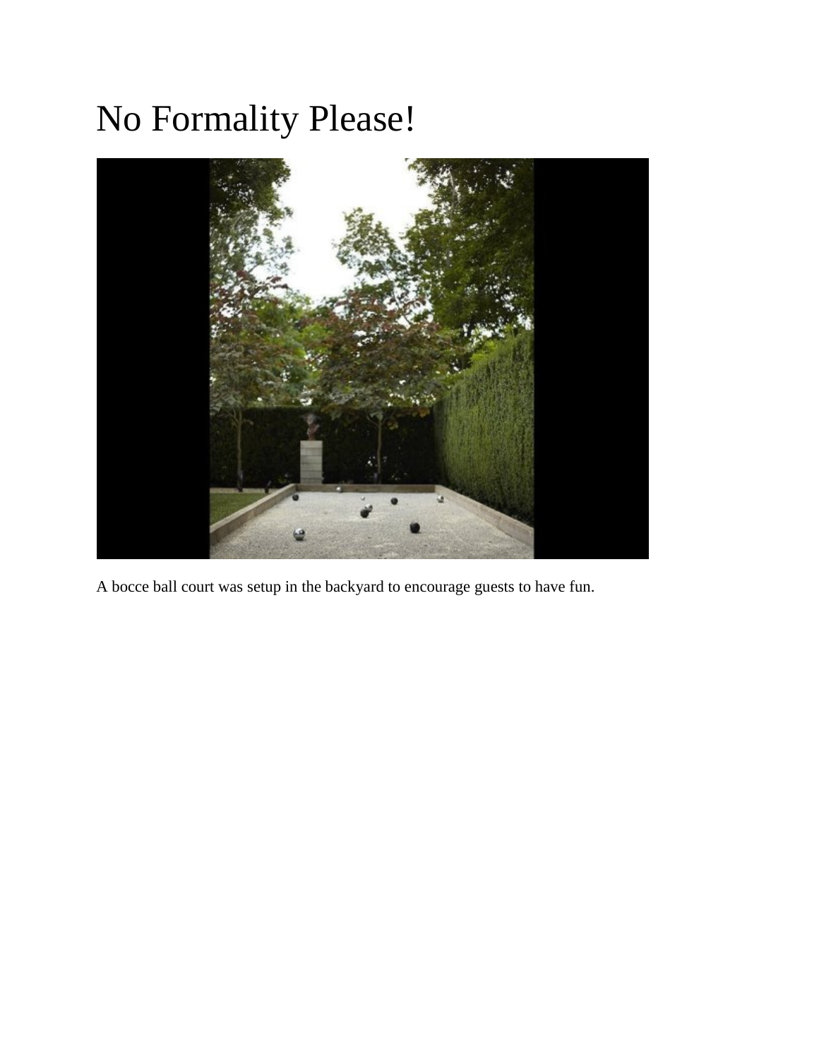# No Formality Please!

A bocce ball court was setup in the backyard to encourage guests to have fun.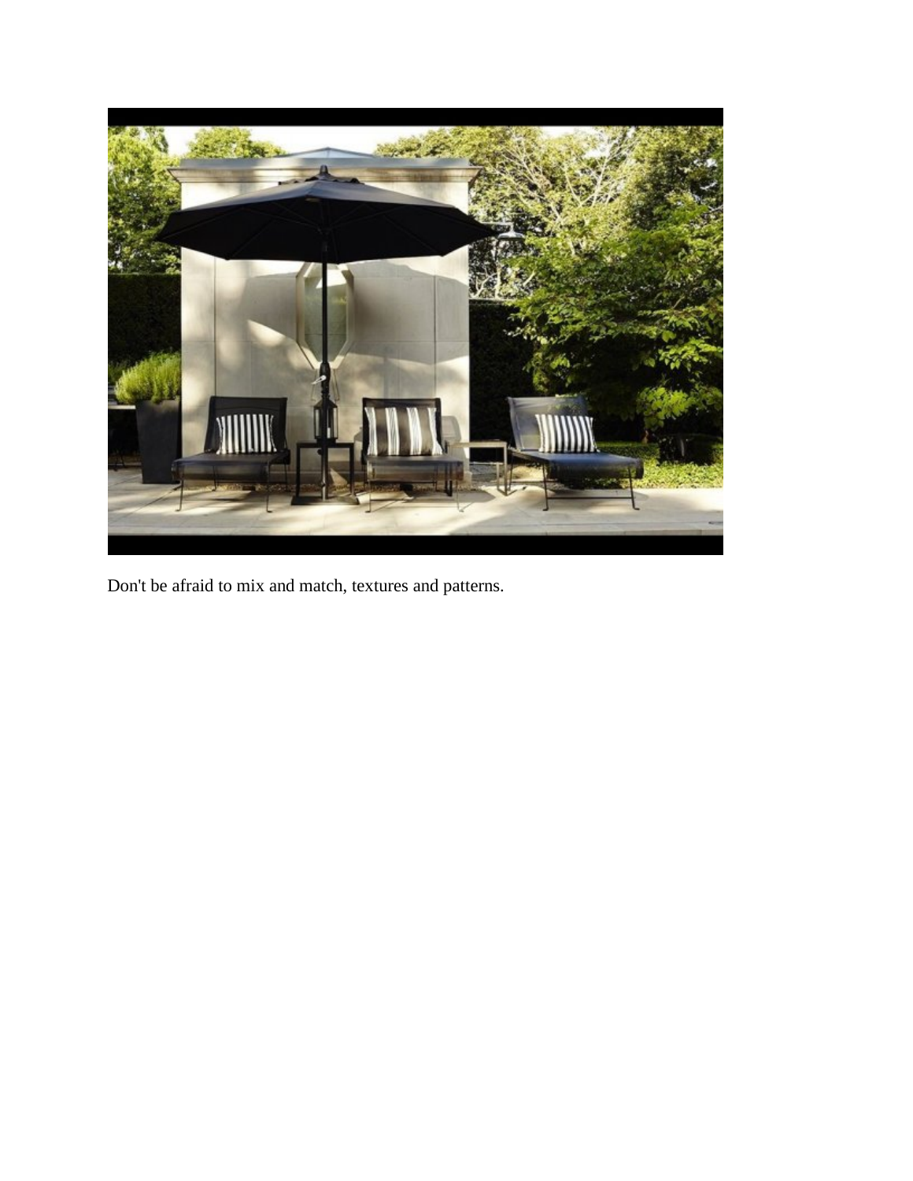Don't be afraid to mix and match, textures and patterns.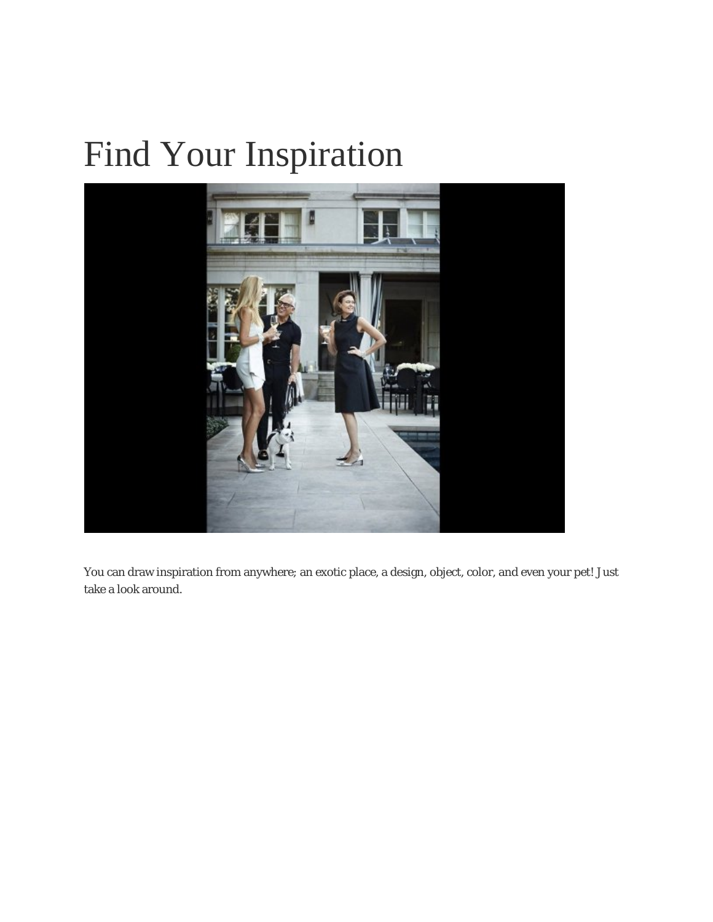# Find Your Inspiration

You can draw inspiration from anywhere; an exotic place, a design, object, color, and even your pet! Just take a look around.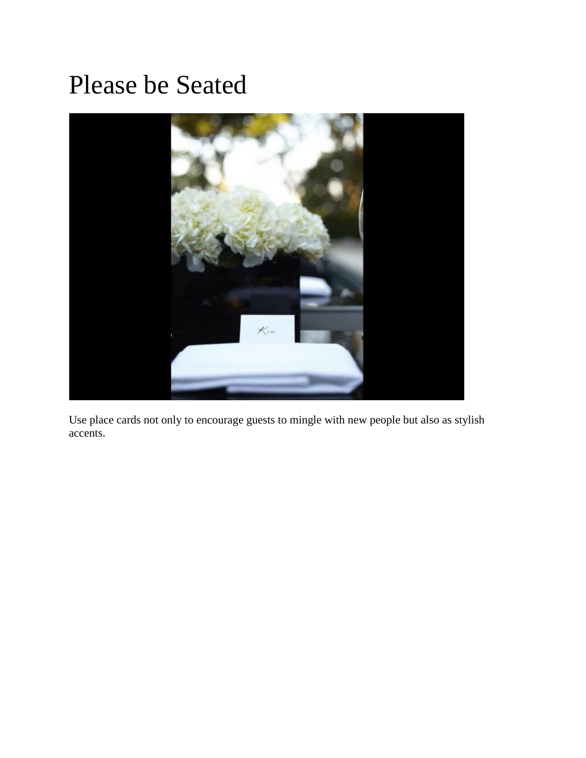# Please be Seated

Use place cards not only to encourage guests to mingle with new people but also as stylish accents.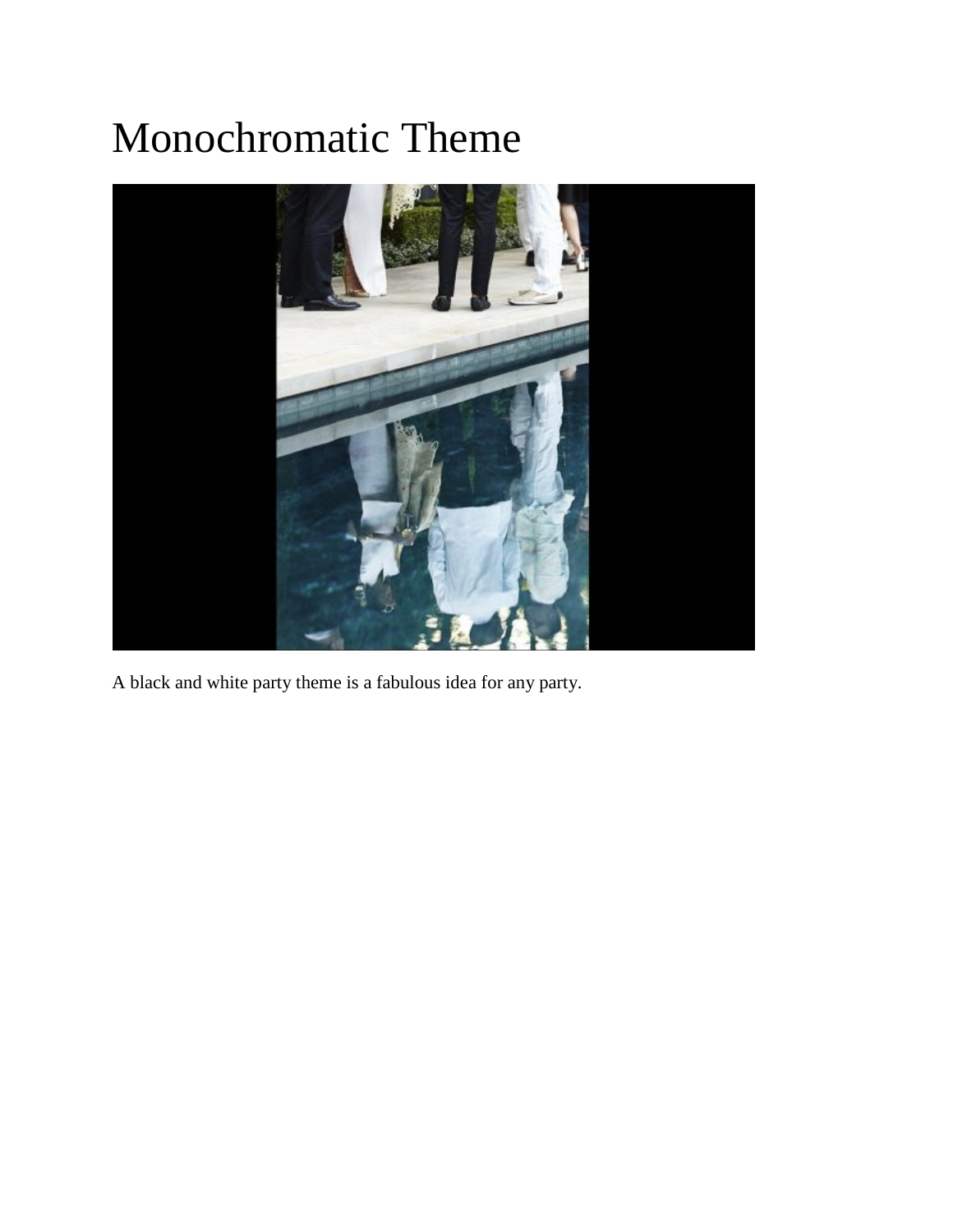# Monochromatic Theme

A black and white party theme is a fabulous idea for any party.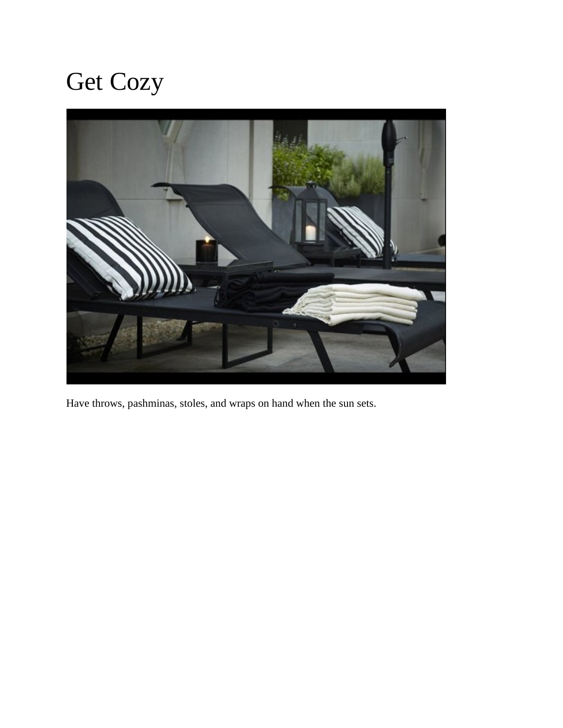# Get Cozy

Have throws, pashminas, stoles, and wraps on hand when the sun sets.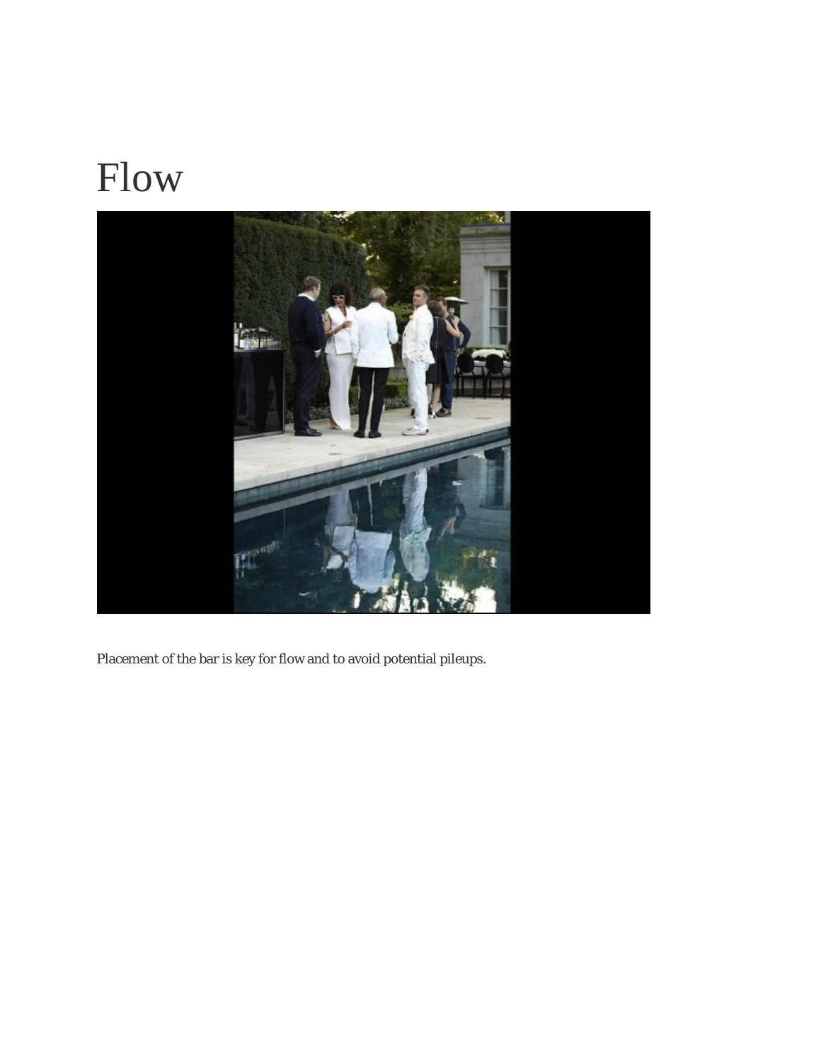# Flow

Placement of the bar is key for flow and to avoid potential pileups.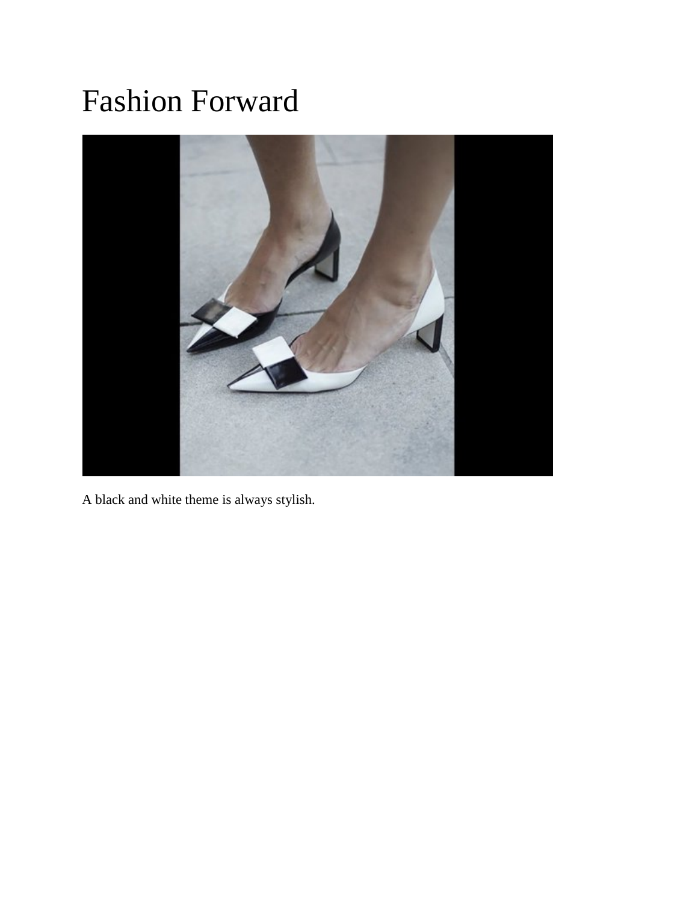# Fashion Forward

A black and white theme is always stylish.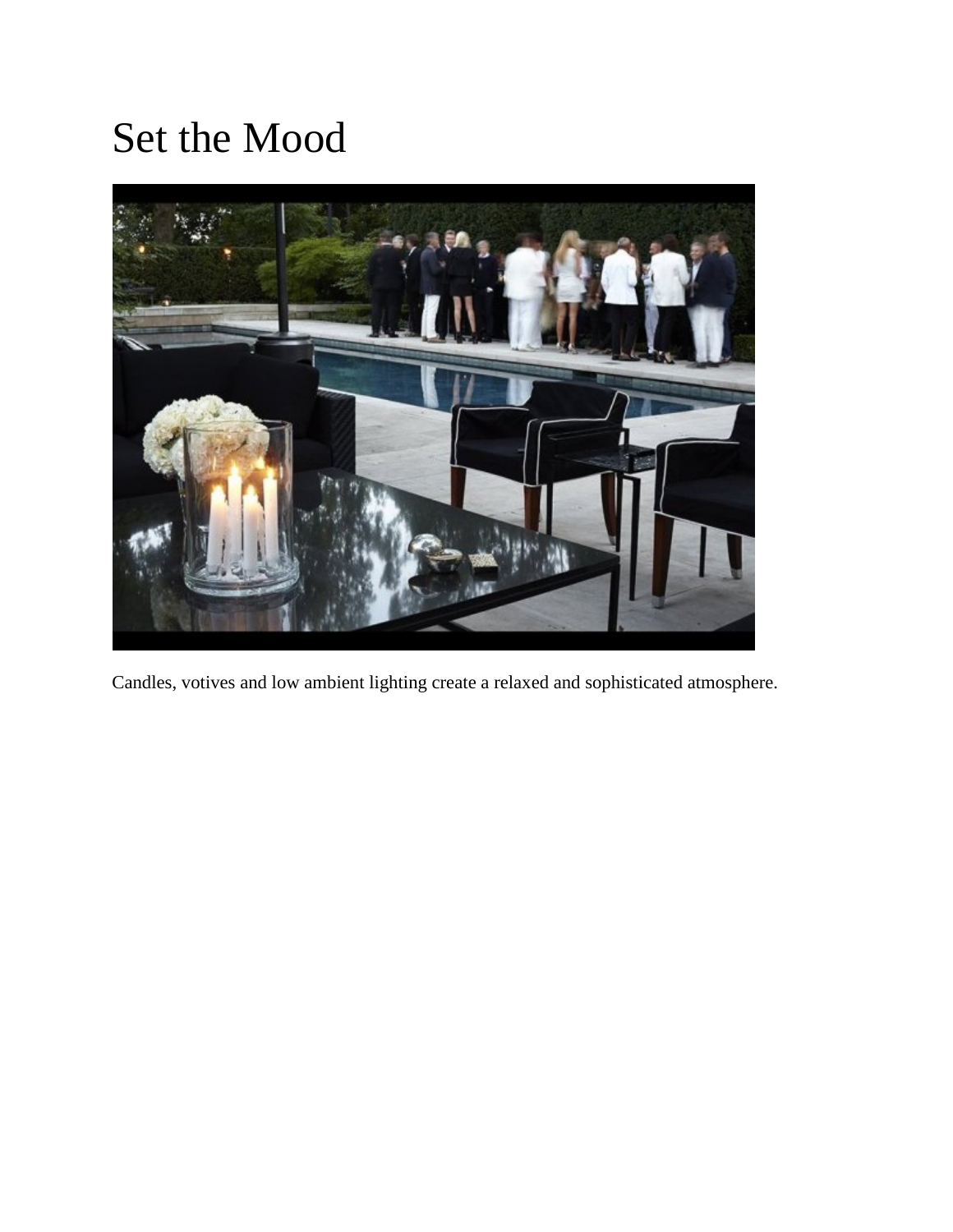# Set the Mood

Candles, votives and low ambient lighting create a relaxed and sophisticated atmosphere.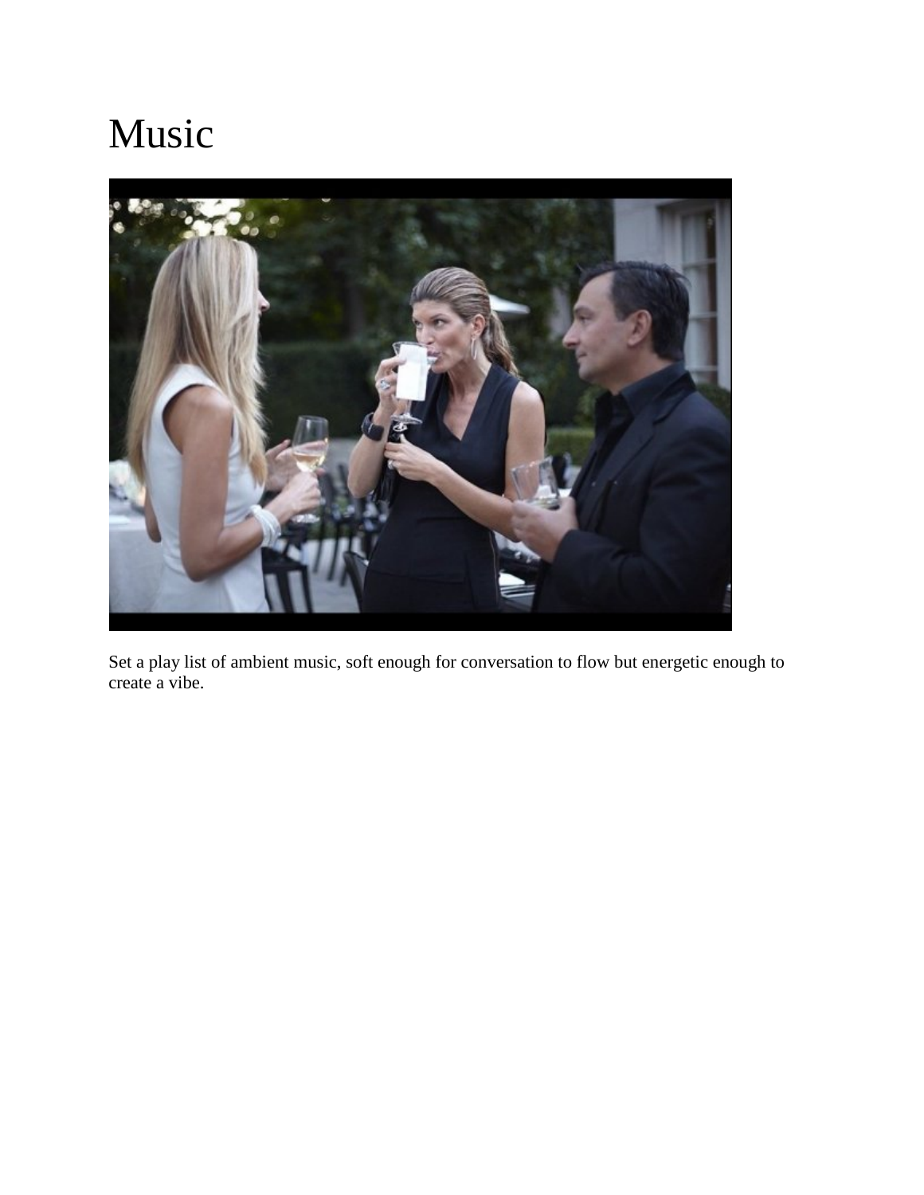# Music

Set a play list of ambient music, soft enough for conversation to flow but energetic enough to create a vibe.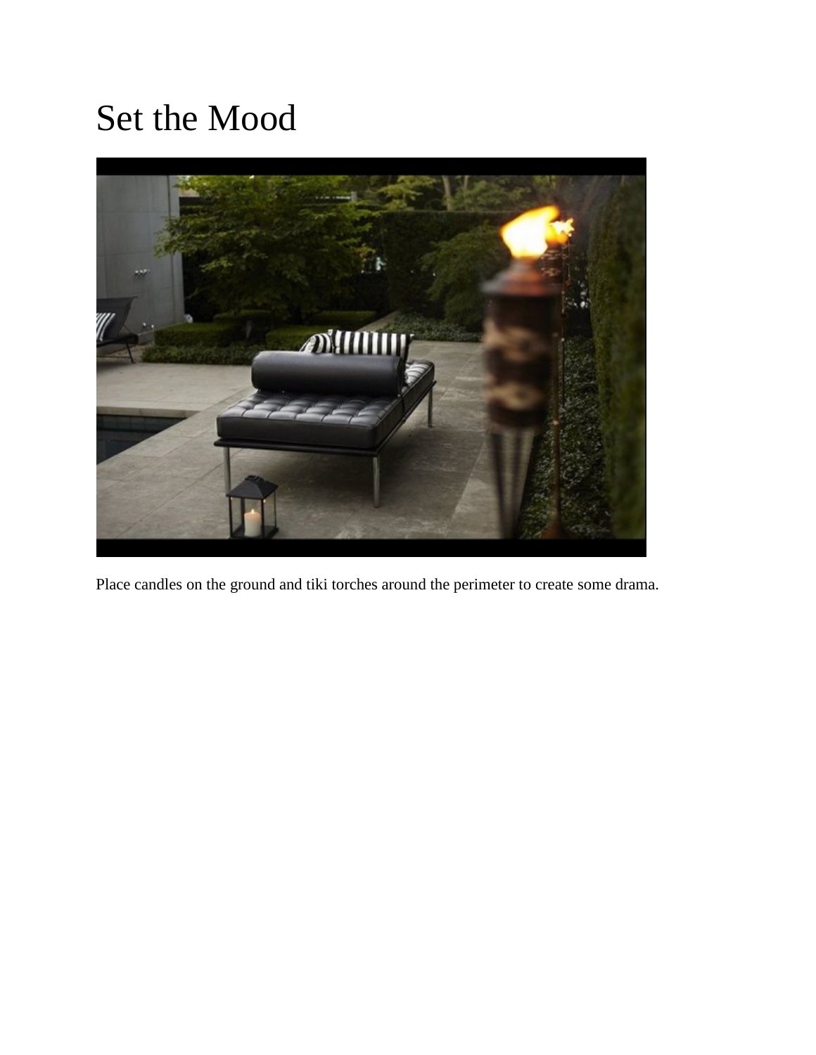# Set the Mood

Place candles on the ground and tiki torches around the perimeter to create some drama.